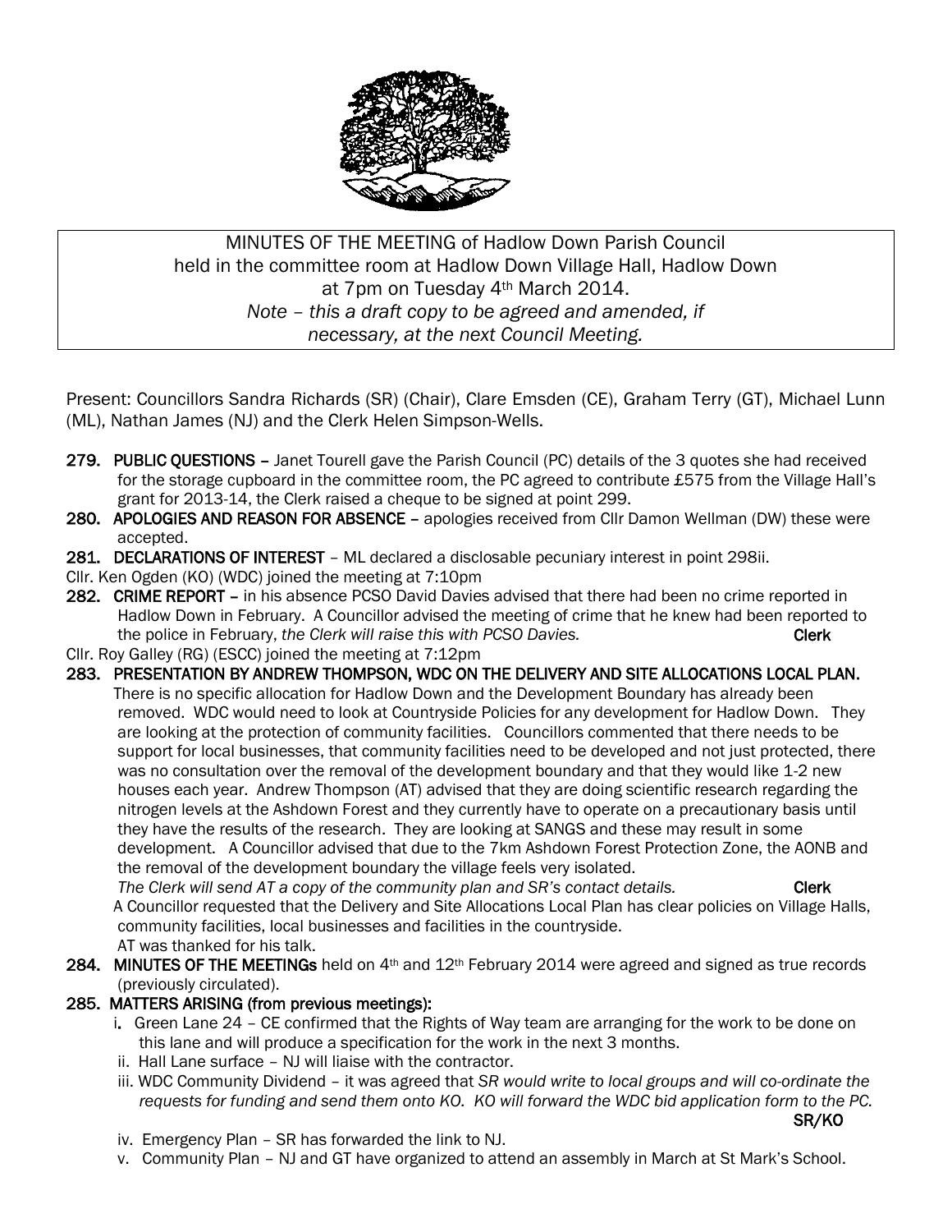MINUTES OF THE MEETING of Hadlow Down Parish Council held in the committee room at Hadlow Down Village Hall, Hadlow Down at 7pm on Tuesday 4th March 2014.

*Note – this a draft copy to be agreed and amended, if necessary, at the next Council Meeting.*

Present: Councillors Sandra Richards (SR) (Chair), Clare Emsden (CE), Graham Terry (GT), Michael Lunn (ML), Nathan James (NJ) and the Clerk Helen Simpson-Wells.

**279. PUBLIC QUESTIONS** – Janet Tourell gave the Parish Council (PC) details of the 3 quotes she had received for the storage cupboard in the committee room, the PC agreed to contribute £575 from the Village Hall's grant for 2013-14, the Clerk raised a cheque to be signed at point 299.

**280. APOLOGIES AND REASON FOR ABSENCE** – apologies received from Cllr Damon Wellman (DW) these were accepted.

**281. DECLARATIONS OF INTEREST** – ML declared a disclosable pecuniary interest in point 298ii.

Cllr. Ken Ogden (KO) (WDC) joined the meeting at 7:10pm

**282. CRIME REPORT** – in his absence PCSO David Davies advised that there had been no crime reported in Hadlow Down in February. A Councillor advised the meeting of crime that he knew had been reported to the police in February, *the Clerk will raise this with PCSO Davies.* **Clerk**

Cllr. Roy Galley (RG) (ESCC) joined the meeting at 7:12pm

**283. PRESENTATION BY ANDREW THOMPSON, WDC ON THE DELIVERY AND SITE ALLOCATIONS LOCAL PLAN.**

There is no specific allocation for Hadlow Down and the Development Boundary has already been removed. WDC would need to look at Countryside Policies for any development for Hadlow Down. They are looking at the protection of community facilities. Councillors commented that there needs to be support for local businesses, that community facilities need to be developed and not just protected, there was no consultation over the removal of the development boundary and that they would like 1-2 new houses each year. Andrew Thompson (AT) advised that they are doing scientific research regarding the nitrogen levels at the Ashdown Forest and they currently have to operate on a precautionary basis until they have the results of the research. They are looking at SANGS and these may result in some development. A Councillor advised that due to the 7km Ashdown Forest Protection Zone, the AONB and the removal of the development boundary the village feels very isolated.

*The Clerk will send AT a copy of the community plan and SR's contact details.* **Clerk**

A Councillor requested that the Delivery and Site Allocations Local Plan has clear policies on Village Halls, community facilities, local businesses and facilities in the countryside.

AT was thanked for his talk.

**284. MINUTES OF THE MEETINGs** held on 4th and 12th February 2014 were agreed and signed as true records (previously circulated).

**285. MATTERS ARISING (from previous meetings):**

i. Green Lane 24 – CE confirmed that the Rights of Way team are arranging for the work to be done on this lane and will produce a specification for the work in the next 3 months.

ii. Hall Lane surface – NJ will liaise with the contractor.

iii. WDC Community Dividend – it was agreed that *SR would write to local groups and will co-ordinate the requests for funding and send them onto KO. KO will forward the WDC bid application form to the PC.* **SR/KO**

iv. Emergency Plan – SR has forwarded the link to NJ.

v. Community Plan – NJ and GT have organized to attend an assembly in March at St Mark's School.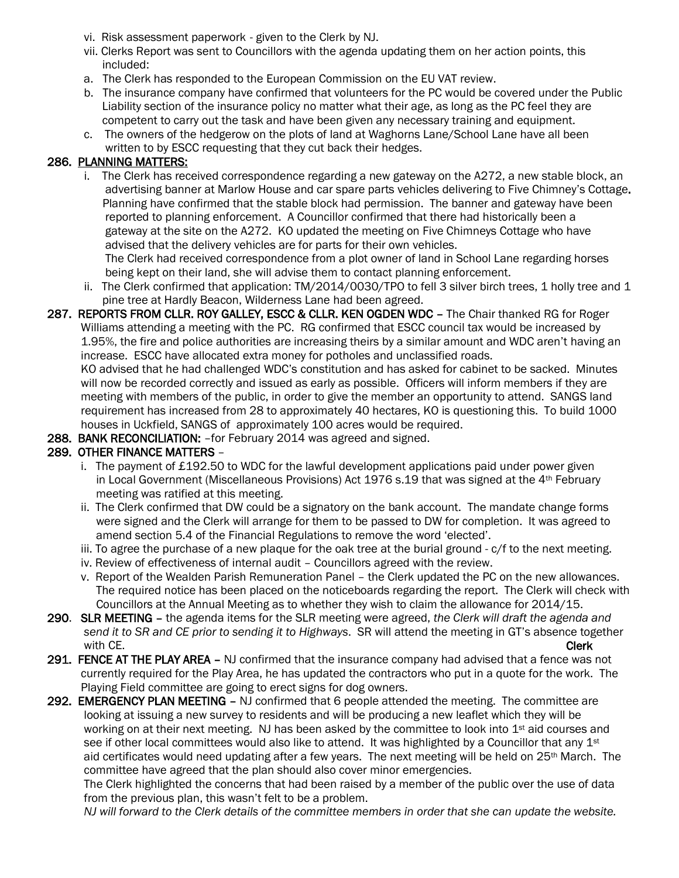vi. Risk assessment paperwork - given to the Clerk by NJ.

vii. Clerks Report was sent to Councillors with the agenda updating them on her action points, this included:

a. The Clerk has responded to the European Commission on the EU VAT review.

b. The insurance company have confirmed that volunteers for the PC would be covered under the Public Liability section of the insurance policy no matter what their age, as long as the PC feel they are competent to carry out the task and have been given any necessary training and equipment.

c. The owners of the hedgerow on the plots of land at Waghorns Lane/School Lane have all been written to by ESCC requesting that they cut back their hedges.

**286. PLANNING MATTERS:**

i. The Clerk has received correspondence regarding a new gateway on the A272, a new stable block, an advertising banner at Marlow House and car spare parts vehicles delivering to Five Chimney's Cottage. Planning have confirmed that the stable block had permission. The banner and gateway have been reported to planning enforcement. A Councillor confirmed that there had historically been a gateway at the site on the A272. KO updated the meeting on Five Chimneys Cottage who have advised that the delivery vehicles are for parts for their own vehicles.
The Clerk had received correspondence from a plot owner of land in School Lane regarding horses being kept on their land, she will advise them to contact planning enforcement.

ii. The Clerk confirmed that application: TM/2014/0030/TPO to fell 3 silver birch trees, 1 holly tree and 1 pine tree at Hardly Beacon, Wilderness Lane had been agreed.

**287. REPORTS FROM CLLR. ROY GALLEY, ESCC & CLLR. KEN OGDEN WDC –** The Chair thanked RG for Roger Williams attending a meeting with the PC. RG confirmed that ESCC council tax would be increased by 1.95%, the fire and police authorities are increasing theirs by a similar amount and WDC aren't having an increase. ESCC have allocated extra money for potholes and unclassified roads.
KO advised that he had challenged WDC's constitution and has asked for cabinet to be sacked. Minutes will now be recorded correctly and issued as early as possible. Officers will inform members if they are meeting with members of the public, in order to give the member an opportunity to attend. SANGS land requirement has increased from 28 to approximately 40 hectares, KO is questioning this. To build 1000 houses in Uckfield, SANGS of approximately 100 acres would be required.

**288. BANK RECONCILIATION:** –for February 2014 was agreed and signed.

**289. OTHER FINANCE MATTERS** –

i. The payment of £192.50 to WDC for the lawful development applications paid under power given in Local Government (Miscellaneous Provisions) Act 1976 s.19 that was signed at the 4th February meeting was ratified at this meeting.

ii. The Clerk confirmed that DW could be a signatory on the bank account. The mandate change forms were signed and the Clerk will arrange for them to be passed to DW for completion. It was agreed to amend section 5.4 of the Financial Regulations to remove the word 'elected'.

iii. To agree the purchase of a new plaque for the oak tree at the burial ground - c/f to the next meeting.

iv. Review of effectiveness of internal audit – Councillors agreed with the review.

v. Report of the Wealden Parish Remuneration Panel – the Clerk updated the PC on the new allowances. The required notice has been placed on the noticeboards regarding the report. The Clerk will check with Councillors at the Annual Meeting as to whether they wish to claim the allowance for 2014/15.

**290. SLR MEETING –** the agenda items for the SLR meeting were agreed, *the Clerk will draft the agenda and send it to SR and CE prior to sending it to Highways*. SR will attend the meeting in GT's absence together with CE. **Clerk**

**291. FENCE AT THE PLAY AREA –** NJ confirmed that the insurance company had advised that a fence was not currently required for the Play Area, he has updated the contractors who put in a quote for the work. The Playing Field committee are going to erect signs for dog owners.

**292. EMERGENCY PLAN MEETING –** NJ confirmed that 6 people attended the meeting. The committee are looking at issuing a new survey to residents and will be producing a new leaflet which they will be working on at their next meeting. NJ has been asked by the committee to look into 1st aid courses and see if other local committees would also like to attend. It was highlighted by a Councillor that any 1st aid certificates would need updating after a few years. The next meeting will be held on 25th March. The committee have agreed that the plan should also cover minor emergencies.
The Clerk highlighted the concerns that had been raised by a member of the public over the use of data from the previous plan, this wasn't felt to be a problem.
*NJ will forward to the Clerk details of the committee members in order that she can update the website.*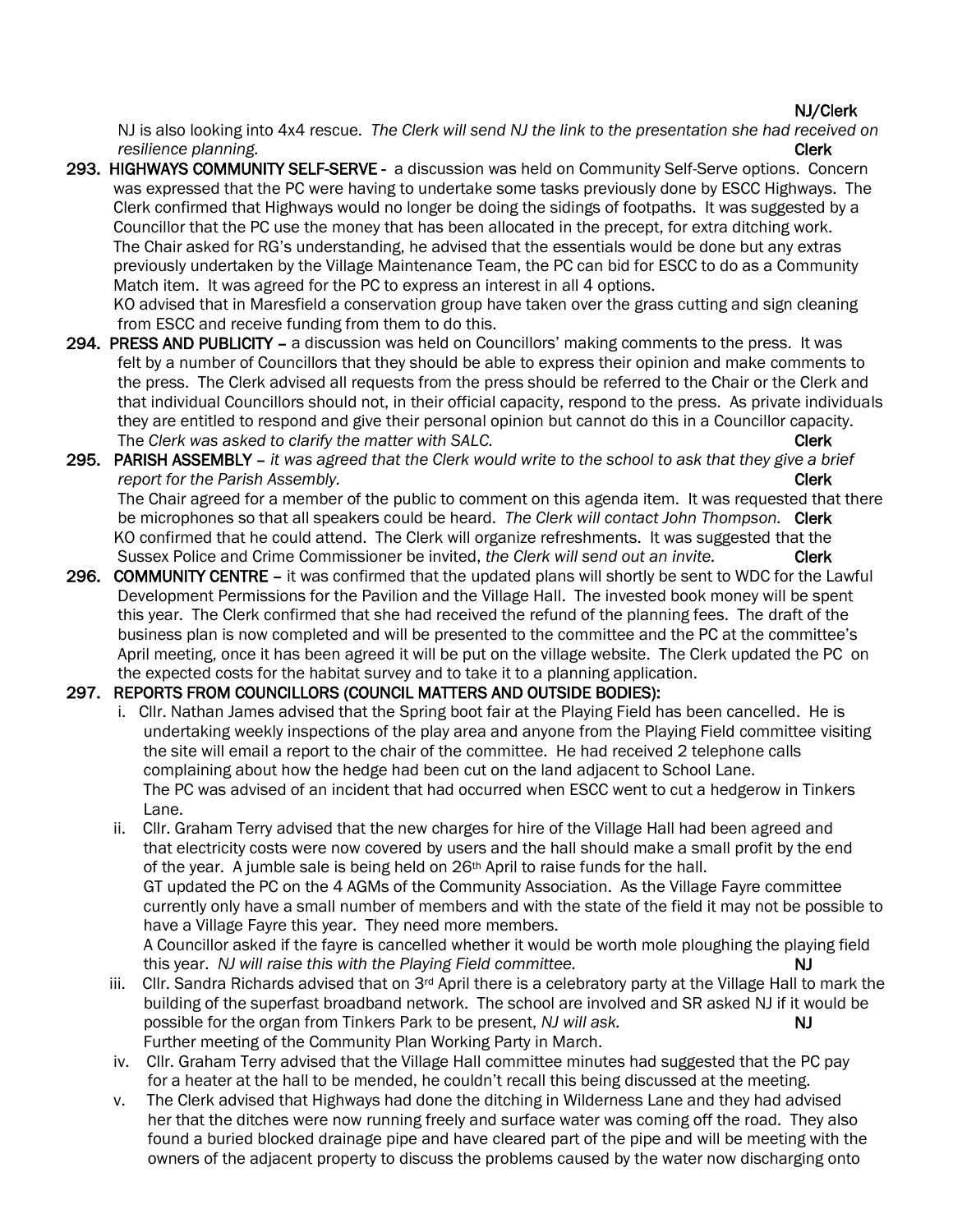**NJ/Clerk**

NJ is also looking into 4x4 rescue. *The Clerk will send NJ the link to the presentation she had received on resilience planning.* **Clerk**

**293. HIGHWAYS COMMUNITY SELF-SERVE** - a discussion was held on Community Self-Serve options. Concern was expressed that the PC were having to undertake some tasks previously done by ESCC Highways. The Clerk confirmed that Highways would no longer be doing the sidings of footpaths. It was suggested by a Councillor that the PC use the money that has been allocated in the precept, for extra ditching work. The Chair asked for RG's understanding, he advised that the essentials would be done but any extras previously undertaken by the Village Maintenance Team, the PC can bid for ESCC to do as a Community Match item. It was agreed for the PC to express an interest in all 4 options.
KO advised that in Maresfield a conservation group have taken over the grass cutting and sign cleaning from ESCC and receive funding from them to do this.

**294. PRESS AND PUBLICITY** – a discussion was held on Councillors' making comments to the press. It was felt by a number of Councillors that they should be able to express their opinion and make comments to the press. The Clerk advised all requests from the press should be referred to the Chair or the Clerk and that individual Councillors should not, in their official capacity, respond to the press. As private individuals they are entitled to respond and give their personal opinion but cannot do this in a Councillor capacity. The *Clerk was asked to clarify the matter with SALC.* **Clerk**

**295. PARISH ASSEMBLY** – *it was agreed that the Clerk would write to the school to ask that they give a brief report for the Parish Assembly.* **Clerk**
The Chair agreed for a member of the public to comment on this agenda item. It was requested that there be microphones so that all speakers could be heard. *The Clerk will contact John Thompson.* **Clerk**
KO confirmed that he could attend. The Clerk will organize refreshments. It was suggested that the Sussex Police and Crime Commissioner be invited, *the Clerk will send out an invite.* **Clerk**

**296. COMMUNITY CENTRE** – it was confirmed that the updated plans will shortly be sent to WDC for the Lawful Development Permissions for the Pavilion and the Village Hall. The invested book money will be spent this year. The Clerk confirmed that she had received the refund of the planning fees. The draft of the business plan is now completed and will be presented to the committee and the PC at the committee's April meeting, once it has been agreed it will be put on the village website. The Clerk updated the PC on the expected costs for the habitat survey and to take it to a planning application.

**297. REPORTS FROM COUNCILLORS (COUNCIL MATTERS AND OUTSIDE BODIES):**

i. Cllr. Nathan James advised that the Spring boot fair at the Playing Field has been cancelled. He is undertaking weekly inspections of the play area and anyone from the Playing Field committee visiting the site will email a report to the chair of the committee. He had received 2 telephone calls complaining about how the hedge had been cut on the land adjacent to School Lane.
The PC was advised of an incident that had occurred when ESCC went to cut a hedgerow in Tinkers Lane.

ii. Cllr. Graham Terry advised that the new charges for hire of the Village Hall had been agreed and that electricity costs were now covered by users and the hall should make a small profit by the end of the year. A jumble sale is being held on 26th April to raise funds for the hall.
GT updated the PC on the 4 AGMs of the Community Association. As the Village Fayre committee currently only have a small number of members and with the state of the field it may not be possible to have a Village Fayre this year. They need more members.
A Councillor asked if the fayre is cancelled whether it would be worth mole ploughing the playing field this year. *NJ will raise this with the Playing Field committee.* **NJ**

iii. Cllr. Sandra Richards advised that on 3rd April there is a celebratory party at the Village Hall to mark the building of the superfast broadband network. The school are involved and SR asked NJ if it would be possible for the organ from Tinkers Park to be present, *NJ will ask.* **NJ**
Further meeting of the Community Plan Working Party in March.

iv. Cllr. Graham Terry advised that the Village Hall committee minutes had suggested that the PC pay for a heater at the hall to be mended, he couldn't recall this being discussed at the meeting.

v. The Clerk advised that Highways had done the ditching in Wilderness Lane and they had advised her that the ditches were now running freely and surface water was coming off the road. They also found a buried blocked drainage pipe and have cleared part of the pipe and will be meeting with the owners of the adjacent property to discuss the problems caused by the water now discharging onto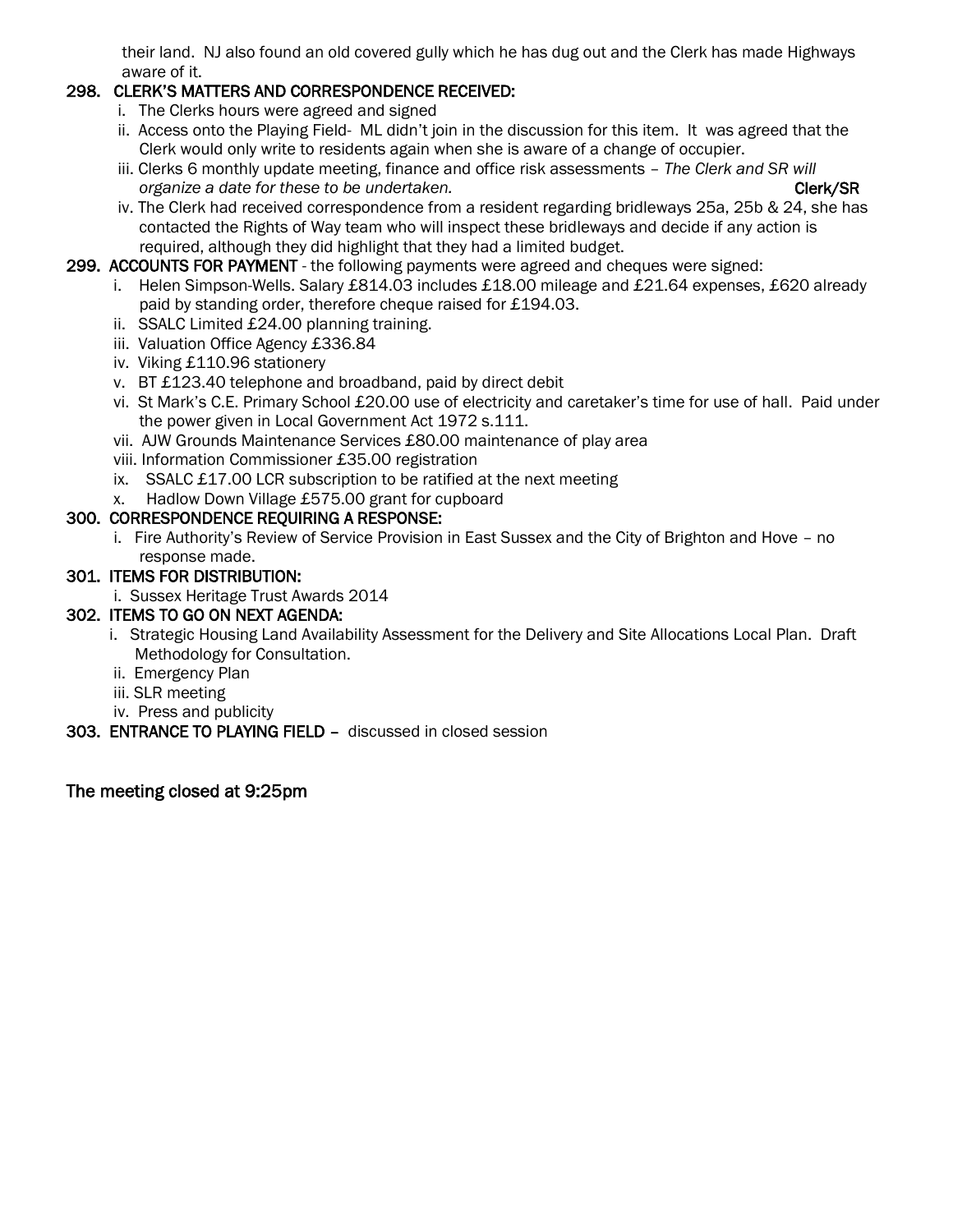their land. NJ also found an old covered gully which he has dug out and the Clerk has made Highways aware of it.

**298. CLERK'S MATTERS AND CORRESPONDENCE RECEIVED:**

i. The Clerks hours were agreed and signed

ii. Access onto the Playing Field- ML didn't join in the discussion for this item. It was agreed that the Clerk would only write to residents again when she is aware of a change of occupier.

iii. Clerks 6 monthly update meeting, finance and office risk assessments – *The Clerk and SR will organize a date for these to be undertaken.* **Clerk/SR**

iv. The Clerk had received correspondence from a resident regarding bridleways 25a, 25b & 24, she has contacted the Rights of Way team who will inspect these bridleways and decide if any action is required, although they did highlight that they had a limited budget.

**299. ACCOUNTS FOR PAYMENT** - the following payments were agreed and cheques were signed:

i. Helen Simpson-Wells. Salary £814.03 includes £18.00 mileage and £21.64 expenses, £620 already paid by standing order, therefore cheque raised for £194.03.

ii. SSALC Limited £24.00 planning training.

iii. Valuation Office Agency £336.84

iv. Viking £110.96 stationery

v. BT £123.40 telephone and broadband, paid by direct debit

vi. St Mark's C.E. Primary School £20.00 use of electricity and caretaker's time for use of hall. Paid under the power given in Local Government Act 1972 s.111.

vii. AJW Grounds Maintenance Services £80.00 maintenance of play area

viii. Information Commissioner £35.00 registration

ix. SSALC £17.00 LCR subscription to be ratified at the next meeting

x. Hadlow Down Village £575.00 grant for cupboard

**300. CORRESPONDENCE REQUIRING A RESPONSE:**

i. Fire Authority's Review of Service Provision in East Sussex and the City of Brighton and Hove – no response made.

**301. ITEMS FOR DISTRIBUTION:**

i. Sussex Heritage Trust Awards 2014

**302. ITEMS TO GO ON NEXT AGENDA:**

i. Strategic Housing Land Availability Assessment for the Delivery and Site Allocations Local Plan. Draft Methodology for Consultation.

ii. Emergency Plan

iii. SLR meeting

iv. Press and publicity

**303. ENTRANCE TO PLAYING FIELD –** discussed in closed session

**The meeting closed at 9:25pm**